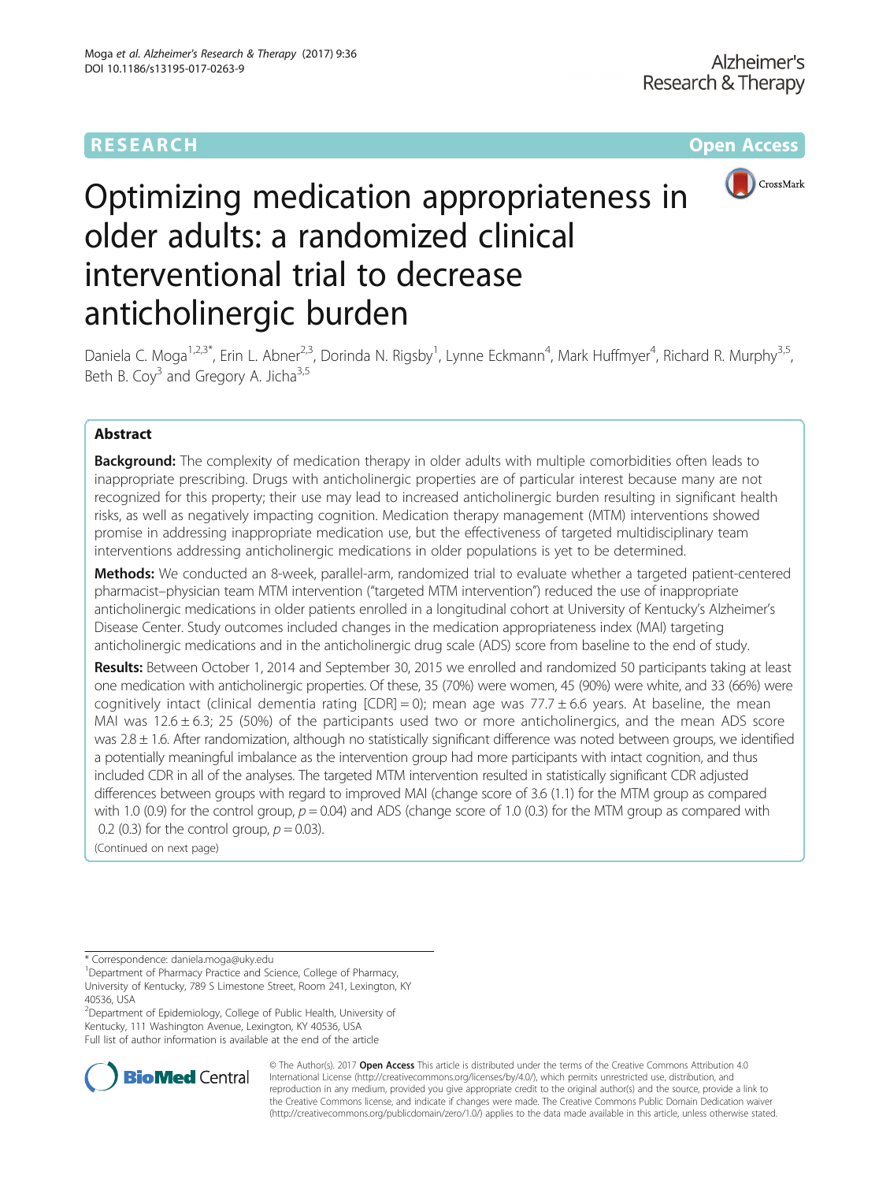RESEARCH **Open Access**

# Optimizing medication appropriateness in older adults: a randomized clinical interventional trial to decrease anticholinergic burden

Daniela C. Moga[1,2,3*], Erin L. Abner[2,3], Dorinda N. Rigsby[1], Lynne Eckmann[4], Mark Huffmyer[4], Richard R. Murphy[3,5], Beth B. Coy[3] and Gregory A. Jicha[3,5]

## Abstract

**Background:** The complexity of medication therapy in older adults with multiple comorbidities often leads to inappropriate prescribing. Drugs with anticholinergic properties are of particular interest because many are not recognized for this property; their use may lead to increased anticholinergic burden resulting in significant health risks, as well as negatively impacting cognition. Medication therapy management (MTM) interventions showed promise in addressing inappropriate medication use, but the effectiveness of targeted multidisciplinary team interventions addressing anticholinergic medications in older populations is yet to be determined.

**Methods:** We conducted an 8-week, parallel-arm, randomized trial to evaluate whether a targeted patient-centered pharmacist–physician team MTM intervention ("targeted MTM intervention") reduced the use of inappropriate anticholinergic medications in older patients enrolled in a longitudinal cohort at University of Kentucky's Alzheimer's Disease Center. Study outcomes included changes in the medication appropriateness index (MAI) targeting anticholinergic medications and in the anticholinergic drug scale (ADS) score from baseline to the end of study.

**Results:** Between October 1, 2014 and September 30, 2015 we enrolled and randomized 50 participants taking at least one medication with anticholinergic properties. Of these, 35 (70%) were women, 45 (90%) were white, and 33 (66%) were cognitively intact (clinical dementia rating [CDR] = 0); mean age was 77.7 ± 6.6 years. At baseline, the mean MAI was 12.6 ± 6.3; 25 (50%) of the participants used two or more anticholinergics, and the mean ADS score was 2.8 ± 1.6. After randomization, although no statistically significant difference was noted between groups, we identified a potentially meaningful imbalance as the intervention group had more participants with intact cognition, and thus included CDR in all of the analyses. The targeted MTM intervention resulted in statistically significant CDR adjusted differences between groups with regard to improved MAI (change score of 3.6 (1.1) for the MTM group as compared with 1.0 (0.9) for the control group, $p = 0.04$) and ADS (change score of 1.0 (0.3) for the MTM group as compared with 0.2 (0.3) for the control group, $p = 0.03$).

(Continued on next page)

\* Correspondence: daniela.moga@uky.edu
[1]Department of Pharmacy Practice and Science, College of Pharmacy, University of Kentucky, 789 S Limestone Street, Room 241, Lexington, KY 40536, USA
[2]Department of Epidemiology, College of Public Health, University of Kentucky, 111 Washington Avenue, Lexington, KY 40536, USA
Full list of author information is available at the end of the article

© The Author(s). 2017 **Open Access** This article is distributed under the terms of the Creative Commons Attribution 4.0 International License (http://creativecommons.org/licenses/by/4.0/), which permits unrestricted use, distribution, and reproduction in any medium, provided you give appropriate credit to the original author(s) and the source, provide a link to the Creative Commons license, and indicate if changes were made. The Creative Commons Public Domain Dedication waiver (http://creativecommons.org/publicdomain/zero/1.0/) applies to the data made available in this article, unless otherwise stated.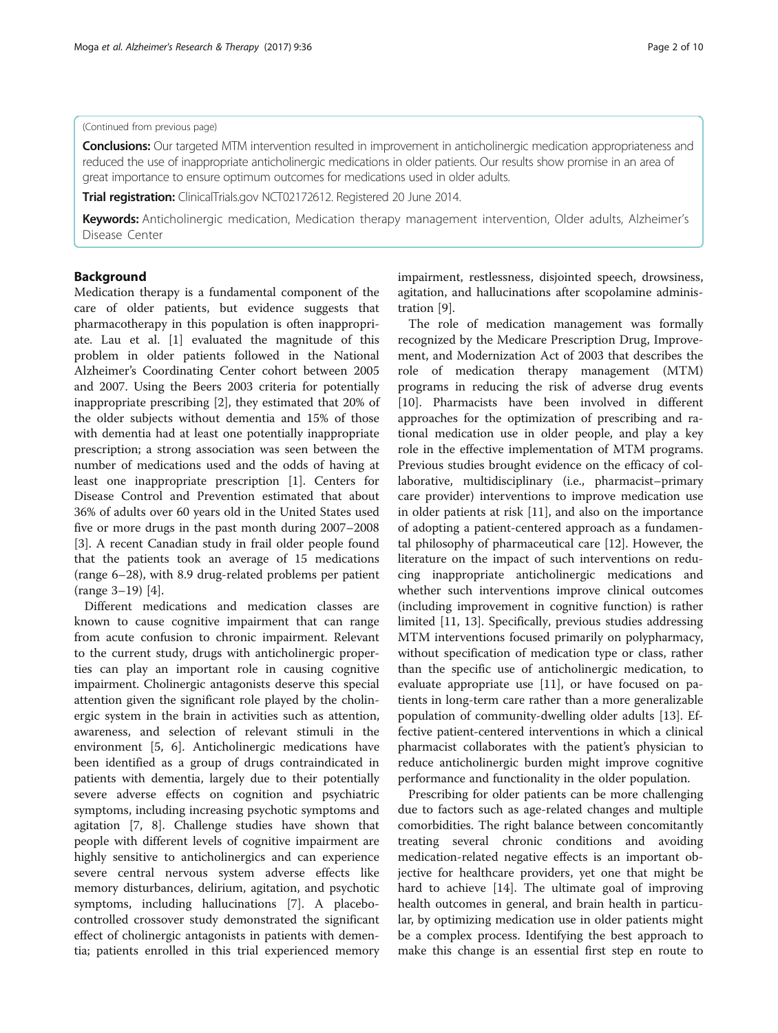(Continued from previous page)

**Conclusions:** Our targeted MTM intervention resulted in improvement in anticholinergic medication appropriateness and reduced the use of inappropriate anticholinergic medications in older patients. Our results show promise in an area of great importance to ensure optimum outcomes for medications used in older adults.

**Trial registration:** ClinicalTrials.gov NCT02172612. Registered 20 June 2014.

**Keywords:** Anticholinergic medication, Medication therapy management intervention, Older adults, Alzheimer's Disease Center

## Background

Medication therapy is a fundamental component of the care of older patients, but evidence suggests that pharmacotherapy in this population is often inappropriate. Lau et al. [1] evaluated the magnitude of this problem in older patients followed in the National Alzheimer's Coordinating Center cohort between 2005 and 2007. Using the Beers 2003 criteria for potentially inappropriate prescribing [2], they estimated that 20% of the older subjects without dementia and 15% of those with dementia had at least one potentially inappropriate prescription; a strong association was seen between the number of medications used and the odds of having at least one inappropriate prescription [1]. Centers for Disease Control and Prevention estimated that about 36% of adults over 60 years old in the United States used five or more drugs in the past month during 2007–2008 [3]. A recent Canadian study in frail older people found that the patients took an average of 15 medications (range 6–28), with 8.9 drug-related problems per patient (range 3–19) [4].

Different medications and medication classes are known to cause cognitive impairment that can range from acute confusion to chronic impairment. Relevant to the current study, drugs with anticholinergic properties can play an important role in causing cognitive impairment. Cholinergic antagonists deserve this special attention given the significant role played by the cholinergic system in the brain in activities such as attention, awareness, and selection of relevant stimuli in the environment [5, 6]. Anticholinergic medications have been identified as a group of drugs contraindicated in patients with dementia, largely due to their potentially severe adverse effects on cognition and psychiatric symptoms, including increasing psychotic symptoms and agitation [7, 8]. Challenge studies have shown that people with different levels of cognitive impairment are highly sensitive to anticholinergics and can experience severe central nervous system adverse effects like memory disturbances, delirium, agitation, and psychotic symptoms, including hallucinations [7]. A placebo-controlled crossover study demonstrated the significant effect of cholinergic antagonists in patients with dementia; patients enrolled in this trial experienced memory impairment, restlessness, disjointed speech, drowsiness, agitation, and hallucinations after scopolamine administration [9].

The role of medication management was formally recognized by the Medicare Prescription Drug, Improvement, and Modernization Act of 2003 that describes the role of medication therapy management (MTM) programs in reducing the risk of adverse drug events [10]. Pharmacists have been involved in different approaches for the optimization of prescribing and rational medication use in older people, and play a key role in the effective implementation of MTM programs. Previous studies brought evidence on the efficacy of collaborative, multidisciplinary (i.e., pharmacist–primary care provider) interventions to improve medication use in older patients at risk [11], and also on the importance of adopting a patient-centered approach as a fundamental philosophy of pharmaceutical care [12]. However, the literature on the impact of such interventions on reducing inappropriate anticholinergic medications and whether such interventions improve clinical outcomes (including improvement in cognitive function) is rather limited [11, 13]. Specifically, previous studies addressing MTM interventions focused primarily on polypharmacy, without specification of medication type or class, rather than the specific use of anticholinergic medication, to evaluate appropriate use [11], or have focused on patients in long-term care rather than a more generalizable population of community-dwelling older adults [13]. Effective patient-centered interventions in which a clinical pharmacist collaborates with the patient's physician to reduce anticholinergic burden might improve cognitive performance and functionality in the older population.

Prescribing for older patients can be more challenging due to factors such as age-related changes and multiple comorbidities. The right balance between concomitantly treating several chronic conditions and avoiding medication-related negative effects is an important objective for healthcare providers, yet one that might be hard to achieve [14]. The ultimate goal of improving health outcomes in general, and brain health in particular, by optimizing medication use in older patients might be a complex process. Identifying the best approach to make this change is an essential first step en route to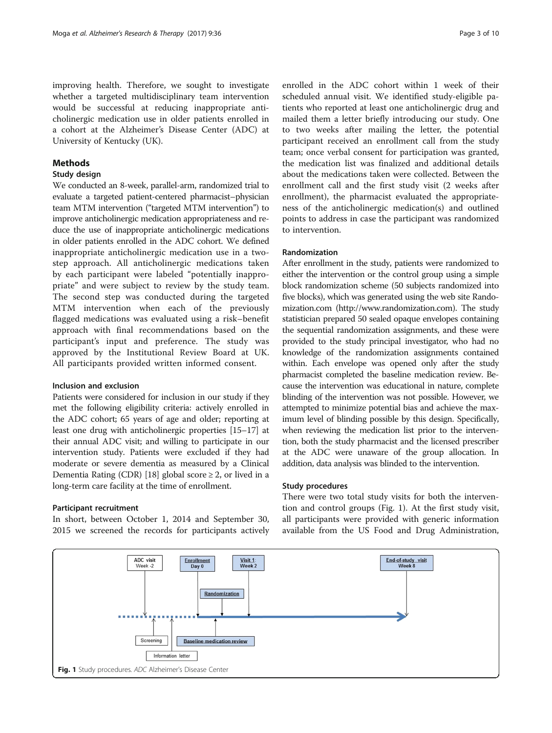improving health. Therefore, we sought to investigate whether a targeted multidisciplinary team intervention would be successful at reducing inappropriate anticholinergic medication use in older patients enrolled in a cohort at the Alzheimer's Disease Center (ADC) at University of Kentucky (UK).

## Methods

### Study design

We conducted an 8-week, parallel-arm, randomized trial to evaluate a targeted patient-centered pharmacist–physician team MTM intervention ("targeted MTM intervention") to improve anticholinergic medication appropriateness and reduce the use of inappropriate anticholinergic medications in older patients enrolled in the ADC cohort. We defined inappropriate anticholinergic medication use in a two-step approach. All anticholinergic medications taken by each participant were labeled "potentially inappropriate" and were subject to review by the study team. The second step was conducted during the targeted MTM intervention when each of the previously flagged medications was evaluated using a risk–benefit approach with final recommendations based on the participant's input and preference. The study was approved by the Institutional Review Board at UK. All participants provided written informed consent.

### Inclusion and exclusion

Patients were considered for inclusion in our study if they met the following eligibility criteria: actively enrolled in the ADC cohort; 65 years of age and older; reporting at least one drug with anticholinergic properties [15–17] at their annual ADC visit; and willing to participate in our intervention study. Patients were excluded if they had moderate or severe dementia as measured by a Clinical Dementia Rating (CDR) [18] global score ≥ 2, or lived in a long-term care facility at the time of enrollment.

### Participant recruitment

In short, between October 1, 2014 and September 30, 2015 we screened the records for participants actively enrolled in the ADC cohort within 1 week of their scheduled annual visit. We identified study-eligible patients who reported at least one anticholinergic drug and mailed them a letter briefly introducing our study. One to two weeks after mailing the letter, the potential participant received an enrollment call from the study team; once verbal consent for participation was granted, the medication list was finalized and additional details about the medications taken were collected. Between the enrollment call and the first study visit (2 weeks after enrollment), the pharmacist evaluated the appropriateness of the anticholinergic medication(s) and outlined points to address in case the participant was randomized to intervention.

### Randomization

After enrollment in the study, patients were randomized to either the intervention or the control group using a simple block randomization scheme (50 subjects randomized into five blocks), which was generated using the web site Randomization.com (http://www.randomization.com). The study statistician prepared 50 sealed opaque envelopes containing the sequential randomization assignments, and these were provided to the study principal investigator, who had no knowledge of the randomization assignments contained within. Each envelope was opened only after the study pharmacist completed the baseline medication review. Because the intervention was educational in nature, complete blinding of the intervention was not possible. However, we attempted to minimize potential bias and achieve the maximum level of blinding possible by this design. Specifically, when reviewing the medication list prior to the intervention, both the study pharmacist and the licensed prescriber at the ADC were unaware of the group allocation. In addition, data analysis was blinded to the intervention.

### Study procedures

There were two total study visits for both the intervention and control groups (Fig. 1). At the first study visit, all participants were provided with generic information available from the US Food and Drug Administration,

**Fig. 1** Study procedures. *ADC* Alzheimer's Disease Center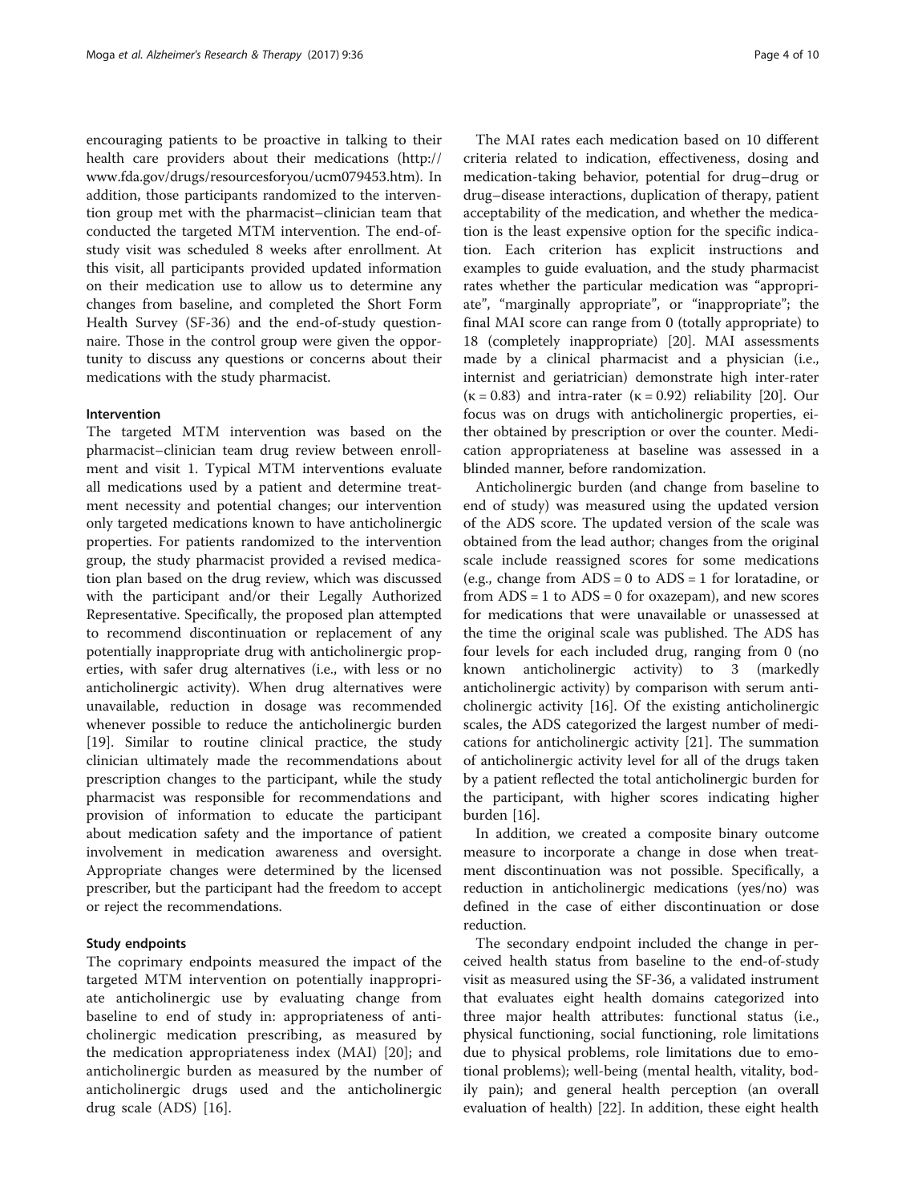encouraging patients to be proactive in talking to their health care providers about their medications (http://www.fda.gov/drugs/resourcesforyou/ucm079453.htm). In addition, those participants randomized to the intervention group met with the pharmacist–clinician team that conducted the targeted MTM intervention. The end-of-study visit was scheduled 8 weeks after enrollment. At this visit, all participants provided updated information on their medication use to allow us to determine any changes from baseline, and completed the Short Form Health Survey (SF-36) and the end-of-study questionnaire. Those in the control group were given the opportunity to discuss any questions or concerns about their medications with the study pharmacist.

### Intervention

The targeted MTM intervention was based on the pharmacist–clinician team drug review between enrollment and visit 1. Typical MTM interventions evaluate all medications used by a patient and determine treatment necessity and potential changes; our intervention only targeted medications known to have anticholinergic properties. For patients randomized to the intervention group, the study pharmacist provided a revised medication plan based on the drug review, which was discussed with the participant and/or their Legally Authorized Representative. Specifically, the proposed plan attempted to recommend discontinuation or replacement of any potentially inappropriate drug with anticholinergic properties, with safer drug alternatives (i.e., with less or no anticholinergic activity). When drug alternatives were unavailable, reduction in dosage was recommended whenever possible to reduce the anticholinergic burden [19]. Similar to routine clinical practice, the study clinician ultimately made the recommendations about prescription changes to the participant, while the study pharmacist was responsible for recommendations and provision of information to educate the participant about medication safety and the importance of patient involvement in medication awareness and oversight. Appropriate changes were determined by the licensed prescriber, but the participant had the freedom to accept or reject the recommendations.

### Study endpoints

The coprimary endpoints measured the impact of the targeted MTM intervention on potentially inappropriate anticholinergic use by evaluating change from baseline to end of study in: appropriateness of anticholinergic medication prescribing, as measured by the medication appropriateness index (MAI) [20]; and anticholinergic burden as measured by the number of anticholinergic drugs used and the anticholinergic drug scale (ADS) [16].

The MAI rates each medication based on 10 different criteria related to indication, effectiveness, dosing and medication-taking behavior, potential for drug–drug or drug–disease interactions, duplication of therapy, patient acceptability of the medication, and whether the medication is the least expensive option for the specific indication. Each criterion has explicit instructions and examples to guide evaluation, and the study pharmacist rates whether the particular medication was "appropriate", "marginally appropriate", or "inappropriate"; the final MAI score can range from 0 (totally appropriate) to 18 (completely inappropriate) [20]. MAI assessments made by a clinical pharmacist and a physician (i.e., internist and geriatrician) demonstrate high inter-rater ($\kappa = 0.83$) and intra-rater ($\kappa = 0.92$) reliability [20]. Our focus was on drugs with anticholinergic properties, either obtained by prescription or over the counter. Medication appropriateness at baseline was assessed in a blinded manner, before randomization.

Anticholinergic burden (and change from baseline to end of study) was measured using the updated version of the ADS score. The updated version of the scale was obtained from the lead author; changes from the original scale include reassigned scores for some medications (e.g., change from ADS = 0 to ADS = 1 for loratadine, or from ADS = 1 to ADS = 0 for oxazepam), and new scores for medications that were unavailable or unassessed at the time the original scale was published. The ADS has four levels for each included drug, ranging from 0 (no known anticholinergic activity) to 3 (markedly anticholinergic activity) by comparison with serum anticholinergic activity [16]. Of the existing anticholinergic scales, the ADS categorized the largest number of medications for anticholinergic activity [21]. The summation of anticholinergic activity level for all of the drugs taken by a patient reflected the total anticholinergic burden for the participant, with higher scores indicating higher burden [16].

In addition, we created a composite binary outcome measure to incorporate a change in dose when treatment discontinuation was not possible. Specifically, a reduction in anticholinergic medications (yes/no) was defined in the case of either discontinuation or dose reduction.

The secondary endpoint included the change in perceived health status from baseline to the end-of-study visit as measured using the SF-36, a validated instrument that evaluates eight health domains categorized into three major health attributes: functional status (i.e., physical functioning, social functioning, role limitations due to physical problems, role limitations due to emotional problems); well-being (mental health, vitality, bodily pain); and general health perception (an overall evaluation of health) [22]. In addition, these eight health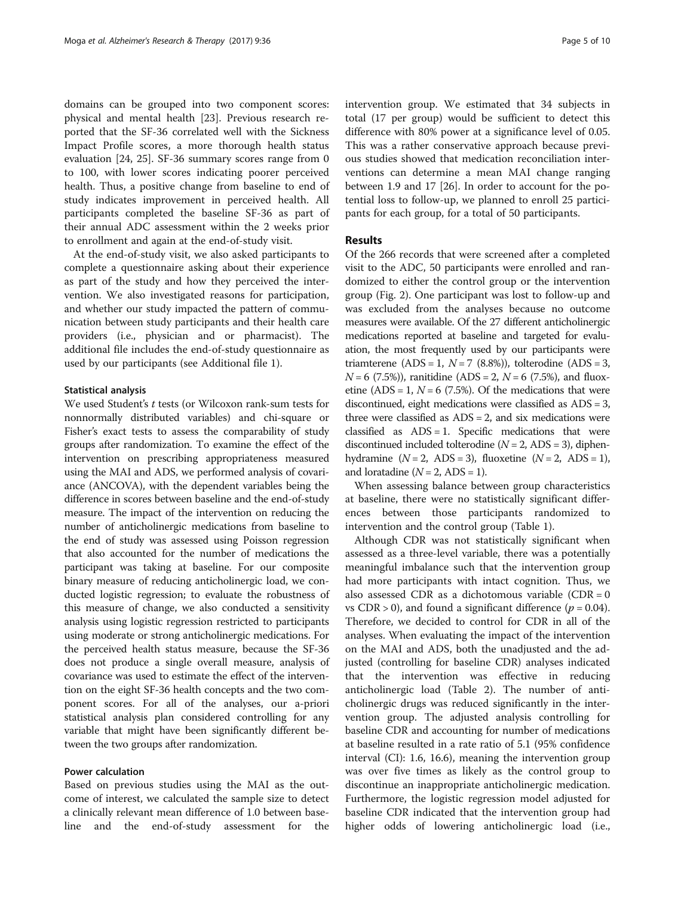domains can be grouped into two component scores: physical and mental health [23]. Previous research reported that the SF-36 correlated well with the Sickness Impact Profile scores, a more thorough health status evaluation [24, 25]. SF-36 summary scores range from 0 to 100, with lower scores indicating poorer perceived health. Thus, a positive change from baseline to end of study indicates improvement in perceived health. All participants completed the baseline SF-36 as part of their annual ADC assessment within the 2 weeks prior to enrollment and again at the end-of-study visit.

At the end-of-study visit, we also asked participants to complete a questionnaire asking about their experience as part of the study and how they perceived the intervention. We also investigated reasons for participation, and whether our study impacted the pattern of communication between study participants and their health care providers (i.e., physician and or pharmacist). The additional file includes the end-of-study questionnaire as used by our participants (see Additional file 1).

### Statistical analysis

We used Student's *t* tests (or Wilcoxon rank-sum tests for nonnormally distributed variables) and chi-square or Fisher's exact tests to assess the comparability of study groups after randomization. To examine the effect of the intervention on prescribing appropriateness measured using the MAI and ADS, we performed analysis of covariance (ANCOVA), with the dependent variables being the difference in scores between baseline and the end-of-study measure. The impact of the intervention on reducing the number of anticholinergic medications from baseline to the end of study was assessed using Poisson regression that also accounted for the number of medications the participant was taking at baseline. For our composite binary measure of reducing anticholinergic load, we conducted logistic regression; to evaluate the robustness of this measure of change, we also conducted a sensitivity analysis using logistic regression restricted to participants using moderate or strong anticholinergic medications. For the perceived health status measure, because the SF-36 does not produce a single overall measure, analysis of covariance was used to estimate the effect of the intervention on the eight SF-36 health concepts and the two component scores. For all of the analyses, our a-priori statistical analysis plan considered controlling for any variable that might have been significantly different between the two groups after randomization.

### Power calculation

Based on previous studies using the MAI as the outcome of interest, we calculated the sample size to detect a clinically relevant mean difference of 1.0 between baseline and the end-of-study assessment for the intervention group. We estimated that 34 subjects in total (17 per group) would be sufficient to detect this difference with 80% power at a significance level of 0.05. This was a rather conservative approach because previous studies showed that medication reconciliation interventions can determine a mean MAI change ranging between 1.9 and 17 [26]. In order to account for the potential loss to follow-up, we planned to enroll 25 participants for each group, for a total of 50 participants.

## Results

Of the 266 records that were screened after a completed visit to the ADC, 50 participants were enrolled and randomized to either the control group or the intervention group (Fig. 2). One participant was lost to follow-up and was excluded from the analyses because no outcome measures were available. Of the 27 different anticholinergic medications reported at baseline and targeted for evaluation, the most frequently used by our participants were triamterene (ADS = 1, $N = 7$ (8.8%)), tolterodine (ADS = 3, $N = 6$ (7.5%)), ranitidine (ADS = 2, $N = 6$ (7.5%), and fluoxetine (ADS = 1, $N = 6$ (7.5%). Of the medications that were discontinued, eight medications were classified as ADS = 3, three were classified as ADS = 2, and six medications were classified as ADS = 1. Specific medications that were discontinued included tolterodine ($N = 2$, ADS = 3), diphenhydramine ($N = 2$, ADS = 3), fluoxetine ($N = 2$, ADS = 1), and loratadine ($N = 2$, ADS = 1).

When assessing balance between group characteristics at baseline, there were no statistically significant differences between those participants randomized to intervention and the control group (Table 1).

Although CDR was not statistically significant when assessed as a three-level variable, there was a potentially meaningful imbalance such that the intervention group had more participants with intact cognition. Thus, we also assessed CDR as a dichotomous variable (CDR = 0 vs CDR > 0), and found a significant difference ($p = 0.04$). Therefore, we decided to control for CDR in all of the analyses. When evaluating the impact of the intervention on the MAI and ADS, both the unadjusted and the adjusted (controlling for baseline CDR) analyses indicated that the intervention was effective in reducing anticholinergic load (Table 2). The number of anticholinergic drugs was reduced significantly in the intervention group. The adjusted analysis controlling for baseline CDR and accounting for number of medications at baseline resulted in a rate ratio of 5.1 (95% confidence interval (CI): 1.6, 16.6), meaning the intervention group was over five times as likely as the control group to discontinue an inappropriate anticholinergic medication. Furthermore, the logistic regression model adjusted for baseline CDR indicated that the intervention group had higher odds of lowering anticholinergic load (i.e.,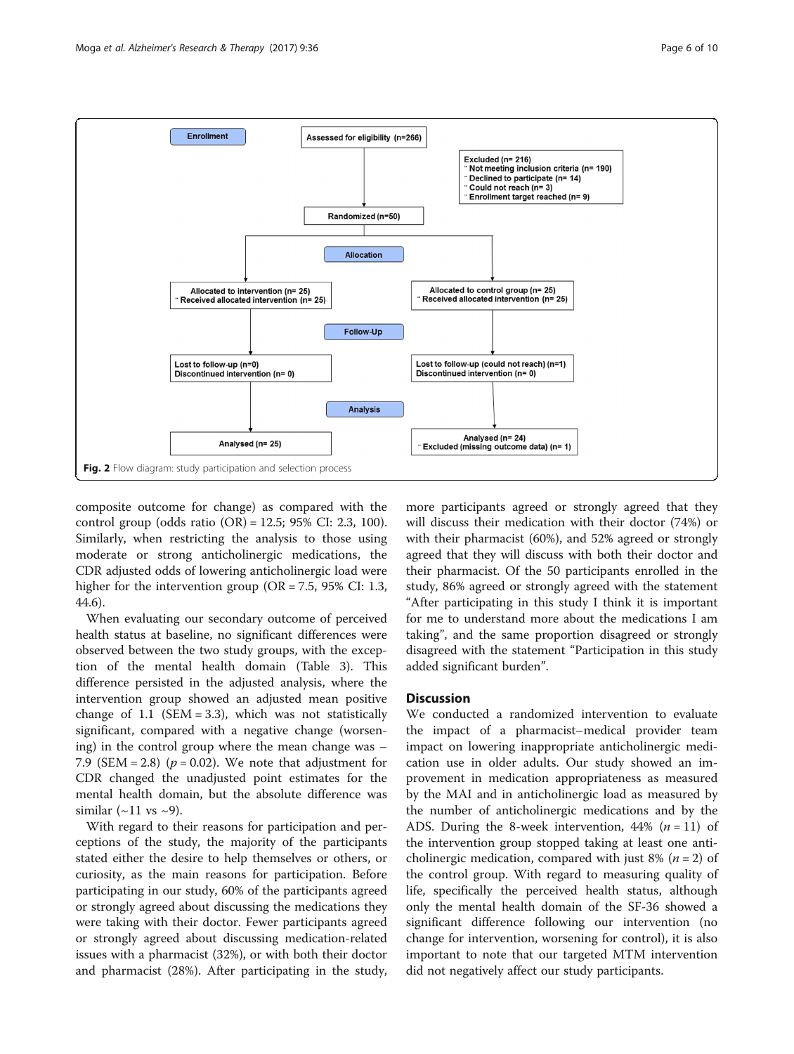Enrollment

Assessed for eligibility (n=266)

Excluded (n= 216)
- Not meeting inclusion criteria (n= 190)
- Declined to participate (n= 14)
- Could not reach (n= 3)
- Enrollment target reached (n= 9)

Randomized (n=50)

Allocation

| Intervention | Control |
| --- | --- |
| Allocated to intervention (n= 25)<br>Received allocated intervention (n= 25) | Allocated to control group (n= 25)<br>Received allocated intervention (n= 25) |

Follow-Up

| Intervention | Control |
| --- | --- |
| Lost to follow-up (n=0)<br>Discontinued intervention (n= 0) | Lost to follow-up (could not reach) (n=1)<br>Discontinued intervention (n= 0) |

Analysis

| Intervention | Control |
| --- | --- |
| Analysed (n= 25) | Analysed (n= 24)<br>Excluded (missing outcome data) (n= 1) |

**Fig. 2** Flow diagram: study participation and selection process

composite outcome for change) as compared with the control group (odds ratio (OR) = 12.5; 95% CI: 2.3, 100). Similarly, when restricting the analysis to those using moderate or strong anticholinergic medications, the CDR adjusted odds of lowering anticholinergic load were higher for the intervention group (OR = 7.5, 95% CI: 1.3, 44.6).

When evaluating our secondary outcome of perceived health status at baseline, no significant differences were observed between the two study groups, with the exception of the mental health domain (Table 3). This difference persisted in the adjusted analysis, where the intervention group showed an adjusted mean positive change of 1.1 (SEM = 3.3), which was not statistically significant, compared with a negative change (worsening) in the control group where the mean change was −7.9 (SEM = 2.8) ($p = 0.02$). We note that adjustment for CDR changed the unadjusted point estimates for the mental health domain, but the absolute difference was similar (~11 vs ~9).

With regard to their reasons for participation and perceptions of the study, the majority of the participants stated either the desire to help themselves or others, or curiosity, as the main reasons for participation. Before participating in our study, 60% of the participants agreed or strongly agreed about discussing the medications they were taking with their doctor. Fewer participants agreed or strongly agreed about discussing medication-related issues with a pharmacist (32%), or with both their doctor and pharmacist (28%). After participating in the study, more participants agreed or strongly agreed that they will discuss their medication with their doctor (74%) or with their pharmacist (60%), and 52% agreed or strongly agreed that they will discuss with both their doctor and their pharmacist. Of the 50 participants enrolled in the study, 86% agreed or strongly agreed with the statement "After participating in this study I think it is important for me to understand more about the medications I am taking", and the same proportion disagreed or strongly disagreed with the statement "Participation in this study added significant burden".

## Discussion

We conducted a randomized intervention to evaluate the impact of a pharmacist–medical provider team impact on lowering inappropriate anticholinergic medication use in older adults. Our study showed an improvement in medication appropriateness as measured by the MAI and in anticholinergic load as measured by the number of anticholinergic medications and by the ADS. During the 8-week intervention, 44% ($n = 11$) of the intervention group stopped taking at least one anticholinergic medication, compared with just 8% ($n = 2$) of the control group. With regard to measuring quality of life, specifically the perceived health status, although only the mental health domain of the SF-36 showed a significant difference following our intervention (no change for intervention, worsening for control), it is also important to note that our targeted MTM intervention did not negatively affect our study participants.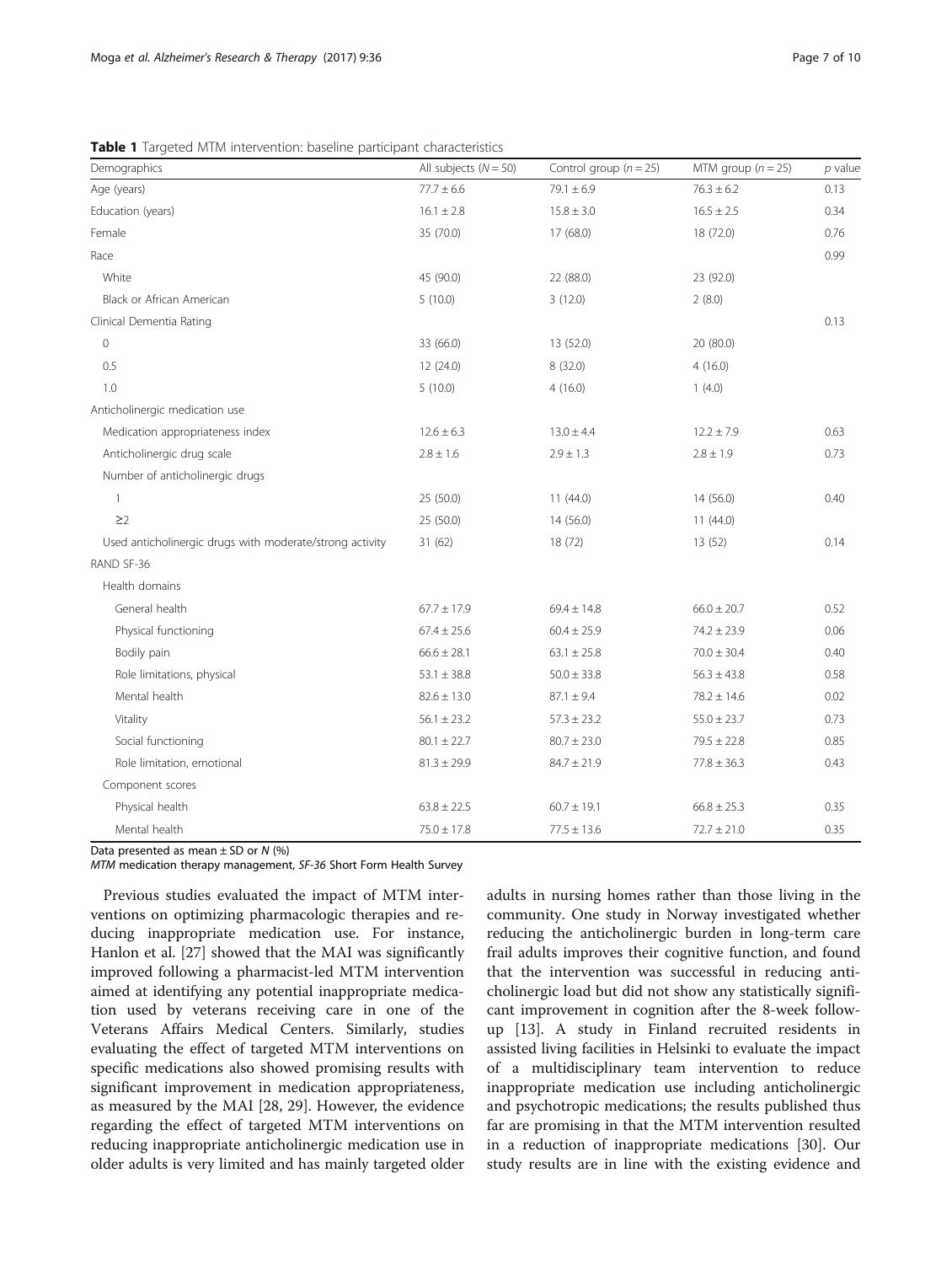**Table 1** Targeted MTM intervention: baseline participant characteristics

| Demographics | All subjects ($N = 50$) | Control group ($n = 25$) | MTM group ($n = 25$) | *p* value |
|---|---|---|---|---|
| Age (years) | 77.7 ± 6.6 | 79.1 ± 6.9 | 76.3 ± 6.2 | 0.13 |
| Education (years) | 16.1 ± 2.8 | 15.8 ± 3.0 | 16.5 ± 2.5 | 0.34 |
| Female | 35 (70.0) | 17 (68.0) | 18 (72.0) | 0.76 |
| Race | | | | 0.99 |
| White | 45 (90.0) | 22 (88.0) | 23 (92.0) | |
| Black or African American | 5 (10.0) | 3 (12.0) | 2 (8.0) | |
| Clinical Dementia Rating | | | | 0.13 |
| 0 | 33 (66.0) | 13 (52.0) | 20 (80.0) | |
| 0.5 | 12 (24.0) | 8 (32.0) | 4 (16.0) | |
| 1.0 | 5 (10.0) | 4 (16.0) | 1 (4.0) | |
| Anticholinergic medication use | | | | |
| Medication appropriateness index | 12.6 ± 6.3 | 13.0 ± 4.4 | 12.2 ± 7.9 | 0.63 |
| Anticholinergic drug scale | 2.8 ± 1.6 | 2.9 ± 1.3 | 2.8 ± 1.9 | 0.73 |
| Number of anticholinergic drugs | | | | |
| 1 | 25 (50.0) | 11 (44.0) | 14 (56.0) | 0.40 |
| ≥2 | 25 (50.0) | 14 (56.0) | 11 (44.0) | |
| Used anticholinergic drugs with moderate/strong activity | 31 (62) | 18 (72) | 13 (52) | 0.14 |
| RAND SF-36 | | | | |
| Health domains | | | | |
| General health | 67.7 ± 17.9 | 69.4 ± 14.8 | 66.0 ± 20.7 | 0.52 |
| Physical functioning | 67.4 ± 25.6 | 60.4 ± 25.9 | 74.2 ± 23.9 | 0.06 |
| Bodily pain | 66.6 ± 28.1 | 63.1 ± 25.8 | 70.0 ± 30.4 | 0.40 |
| Role limitations, physical | 53.1 ± 38.8 | 50.0 ± 33.8 | 56.3 ± 43.8 | 0.58 |
| Mental health | 82.6 ± 13.0 | 87.1 ± 9.4 | 78.2 ± 14.6 | 0.02 |
| Vitality | 56.1 ± 23.2 | 57.3 ± 23.2 | 55.0 ± 23.7 | 0.73 |
| Social functioning | 80.1 ± 22.7 | 80.7 ± 23.0 | 79.5 ± 22.8 | 0.85 |
| Role limitation, emotional | 81.3 ± 29.9 | 84.7 ± 21.9 | 77.8 ± 36.3 | 0.43 |
| Component scores | | | | |
| Physical health | 63.8 ± 22.5 | 60.7 ± 19.1 | 66.8 ± 25.3 | 0.35 |
| Mental health | 75.0 ± 17.8 | 77.5 ± 13.6 | 72.7 ± 21.0 | 0.35 |

Data presented as mean ± SD or *N* (%)
*MTM* medication therapy management, *SF-36* Short Form Health Survey

Previous studies evaluated the impact of MTM interventions on optimizing pharmacologic therapies and reducing inappropriate medication use. For instance, Hanlon et al. [27] showed that the MAI was significantly improved following a pharmacist-led MTM intervention aimed at identifying any potential inappropriate medication used by veterans receiving care in one of the Veterans Affairs Medical Centers. Similarly, studies evaluating the effect of targeted MTM interventions on specific medications also showed promising results with significant improvement in medication appropriateness, as measured by the MAI [28, 29]. However, the evidence regarding the effect of targeted MTM interventions on reducing inappropriate anticholinergic medication use in older adults is very limited and has mainly targeted older adults in nursing homes rather than those living in the community. One study in Norway investigated whether reducing the anticholinergic burden in long-term care frail adults improves their cognitive function, and found that the intervention was successful in reducing anticholinergic load but did not show any statistically significant improvement in cognition after the 8-week follow-up [13]. A study in Finland recruited residents in assisted living facilities in Helsinki to evaluate the impact of a multidisciplinary team intervention to reduce inappropriate medication use including anticholinergic and psychotropic medications; the results published thus far are promising in that the MTM intervention resulted in a reduction of inappropriate medications [30]. Our study results are in line with the existing evidence and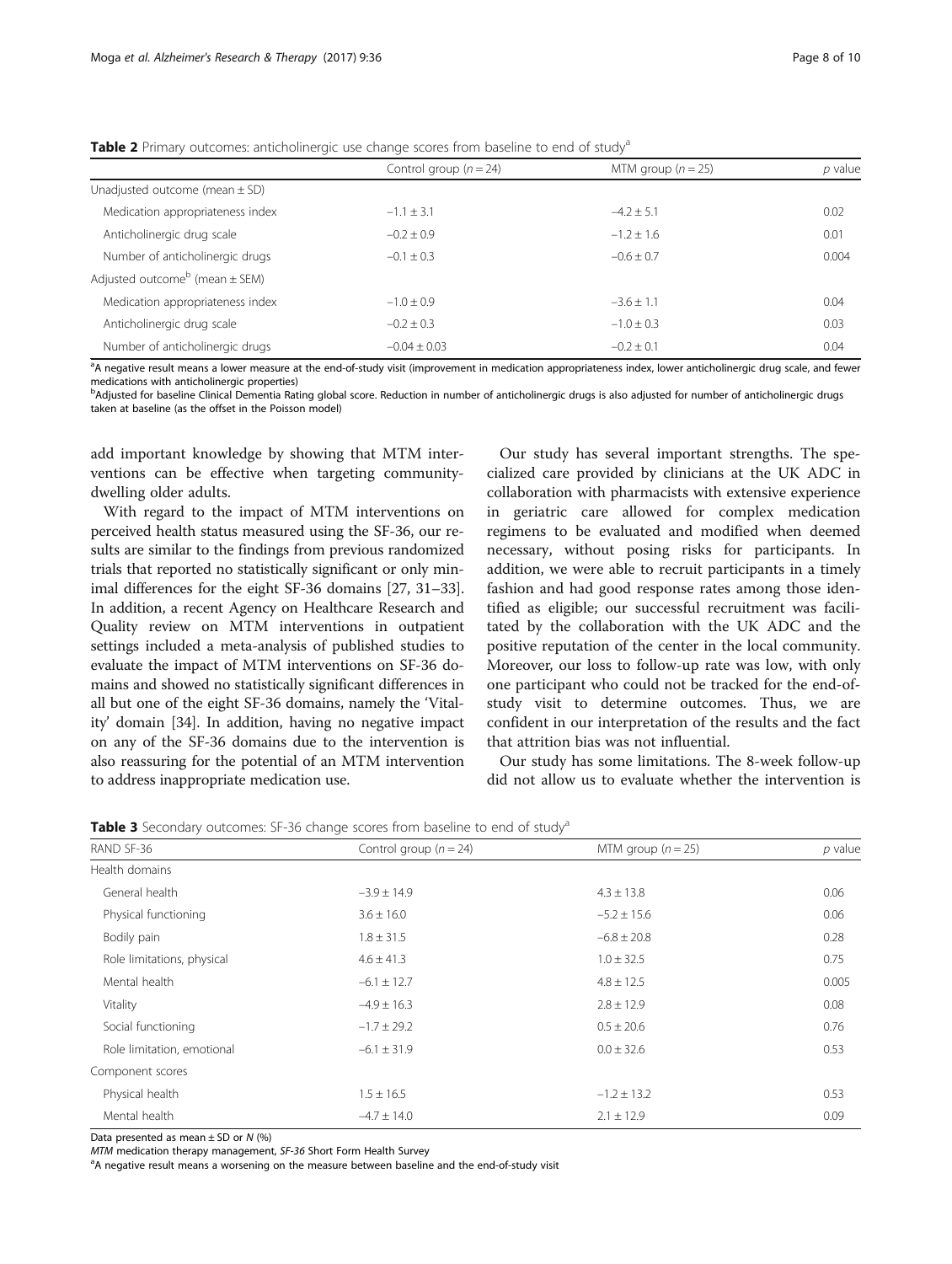**Table 2** Primary outcomes: anticholinergic use change scores from baseline to end of study[a]

| | Control group ($n = 24$) | MTM group ($n = 25$) | $p$ value |
|---|---|---|---|
| Unadjusted outcome (mean ± SD) | | | |
| Medication appropriateness index | −1.1 ± 3.1 | −4.2 ± 5.1 | 0.02 |
| Anticholinergic drug scale | −0.2 ± 0.9 | −1.2 ± 1.6 | 0.01 |
| Number of anticholinergic drugs | −0.1 ± 0.3 | −0.6 ± 0.7 | 0.004 |
| Adjusted outcome[b] (mean ± SEM) | | | |
| Medication appropriateness index | −1.0 ± 0.9 | −3.6 ± 1.1 | 0.04 |
| Anticholinergic drug scale | −0.2 ± 0.3 | −1.0 ± 0.3 | 0.03 |
| Number of anticholinergic drugs | −0.04 ± 0.03 | −0.2 ± 0.1 | 0.04 |

[a]A negative result means a lower measure at the end-of-study visit (improvement in medication appropriateness index, lower anticholinergic drug scale, and fewer medications with anticholinergic properties)

[b]Adjusted for baseline Clinical Dementia Rating global score. Reduction in number of anticholinergic drugs is also adjusted for number of anticholinergic drugs taken at baseline (as the offset in the Poisson model)

add important knowledge by showing that MTM interventions can be effective when targeting community-dwelling older adults.

With regard to the impact of MTM interventions on perceived health status measured using the SF-36, our results are similar to the findings from previous randomized trials that reported no statistically significant or only minimal differences for the eight SF-36 domains [27, 31–33]. In addition, a recent Agency on Healthcare Research and Quality review on MTM interventions in outpatient settings included a meta-analysis of published studies to evaluate the impact of MTM interventions on SF-36 domains and showed no statistically significant differences in all but one of the eight SF-36 domains, namely the 'Vitality' domain [34]. In addition, having no negative impact on any of the SF-36 domains due to the intervention is also reassuring for the potential of an MTM intervention to address inappropriate medication use.

Our study has several important strengths. The specialized care provided by clinicians at the UK ADC in collaboration with pharmacists with extensive experience in geriatric care allowed for complex medication regimens to be evaluated and modified when deemed necessary, without posing risks for participants. In addition, we were able to recruit participants in a timely fashion and had good response rates among those identified as eligible; our successful recruitment was facilitated by the collaboration with the UK ADC and the positive reputation of the center in the local community. Moreover, our loss to follow-up rate was low, with only one participant who could not be tracked for the end-of-study visit to determine outcomes. Thus, we are confident in our interpretation of the results and the fact that attrition bias was not influential.

Our study has some limitations. The 8-week follow-up did not allow us to evaluate whether the intervention is

**Table 3** Secondary outcomes: SF-36 change scores from baseline to end of study[a]

| RAND SF-36 | Control group ($n = 24$) | MTM group ($n = 25$) | $p$ value |
|---|---|---|---|
| Health domains | | | |
| General health | −3.9 ± 14.9 | 4.3 ± 13.8 | 0.06 |
| Physical functioning | 3.6 ± 16.0 | −5.2 ± 15.6 | 0.06 |
| Bodily pain | 1.8 ± 31.5 | −6.8 ± 20.8 | 0.28 |
| Role limitations, physical | 4.6 ± 41.3 | 1.0 ± 32.5 | 0.75 |
| Mental health | −6.1 ± 12.7 | 4.8 ± 12.5 | 0.005 |
| Vitality | −4.9 ± 16.3 | 2.8 ± 12.9 | 0.08 |
| Social functioning | −1.7 ± 29.2 | 0.5 ± 20.6 | 0.76 |
| Role limitation, emotional | −6.1 ± 31.9 | 0.0 ± 32.6 | 0.53 |
| Component scores | | | |
| Physical health | 1.5 ± 16.5 | −1.2 ± 13.2 | 0.53 |
| Mental health | −4.7 ± 14.0 | 2.1 ± 12.9 | 0.09 |

Data presented as mean ± SD or $N$ (%)

*MTM* medication therapy management, *SF-36* Short Form Health Survey

[a]A negative result means a worsening on the measure between baseline and the end-of-study visit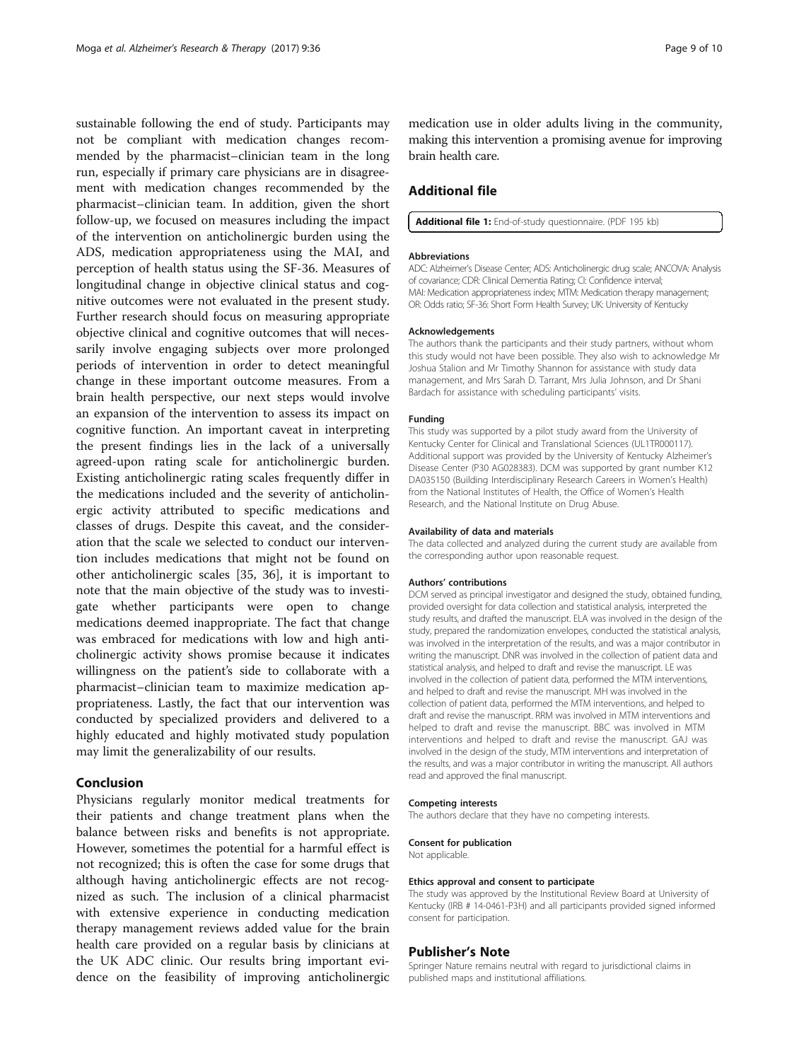sustainable following the end of study. Participants may not be compliant with medication changes recommended by the pharmacist–clinician team in the long run, especially if primary care physicians are in disagreement with medication changes recommended by the pharmacist–clinician team. In addition, given the short follow-up, we focused on measures including the impact of the intervention on anticholinergic burden using the ADS, medication appropriateness using the MAI, and perception of health status using the SF-36. Measures of longitudinal change in objective clinical status and cognitive outcomes were not evaluated in the present study. Further research should focus on measuring appropriate objective clinical and cognitive outcomes that will necessarily involve engaging subjects over more prolonged periods of intervention in order to detect meaningful change in these important outcome measures. From a brain health perspective, our next steps would involve an expansion of the intervention to assess its impact on cognitive function. An important caveat in interpreting the present findings lies in the lack of a universally agreed-upon rating scale for anticholinergic burden. Existing anticholinergic rating scales frequently differ in the medications included and the severity of anticholinergic activity attributed to specific medications and classes of drugs. Despite this caveat, and the consideration that the scale we selected to conduct our intervention includes medications that might not be found on other anticholinergic scales [35, 36], it is important to note that the main objective of the study was to investigate whether participants were open to change medications deemed inappropriate. The fact that change was embraced for medications with low and high anticholinergic activity shows promise because it indicates willingness on the patient's side to collaborate with a pharmacist–clinician team to maximize medication appropriateness. Lastly, the fact that our intervention was conducted by specialized providers and delivered to a highly educated and highly motivated study population may limit the generalizability of our results.

## Conclusion

Physicians regularly monitor medical treatments for their patients and change treatment plans when the balance between risks and benefits is not appropriate. However, sometimes the potential for a harmful effect is not recognized; this is often the case for some drugs that although having anticholinergic effects are not recognized as such. The inclusion of a clinical pharmacist with extensive experience in conducting medication therapy management reviews added value for the brain health care provided on a regular basis by clinicians at the UK ADC clinic. Our results bring important evidence on the feasibility of improving anticholinergic medication use in older adults living in the community, making this intervention a promising avenue for improving brain health care.

## Additional file

**Additional file 1:** End-of-study questionnaire. (PDF 195 kb)

#### Abbreviations

ADC: Alzheimer's Disease Center; ADS: Anticholinergic drug scale; ANCOVA: Analysis of covariance; CDR: Clinical Dementia Rating; CI: Confidence interval; MAI: Medication appropriateness index; MTM: Medication therapy management; OR: Odds ratio; SF-36: Short Form Health Survey; UK: University of Kentucky

#### Acknowledgements

The authors thank the participants and their study partners, without whom this study would not have been possible. They also wish to acknowledge Mr Joshua Stalion and Mr Timothy Shannon for assistance with study data management, and Mrs Sarah D. Tarrant, Mrs Julia Johnson, and Dr Shani Bardach for assistance with scheduling participants' visits.

#### Funding

This study was supported by a pilot study award from the University of Kentucky Center for Clinical and Translational Sciences (UL1TR000117). Additional support was provided by the University of Kentucky Alzheimer's Disease Center (P30 AG028383). DCM was supported by grant number K12 DA035150 (Building Interdisciplinary Research Careers in Women's Health) from the National Institutes of Health, the Office of Women's Health Research, and the National Institute on Drug Abuse.

#### Availability of data and materials

The data collected and analyzed during the current study are available from the corresponding author upon reasonable request.

#### Authors' contributions

DCM served as principal investigator and designed the study, obtained funding, provided oversight for data collection and statistical analysis, interpreted the study results, and drafted the manuscript. ELA was involved in the design of the study, prepared the randomization envelopes, conducted the statistical analysis, was involved in the interpretation of the results, and was a major contributor in writing the manuscript. DNR was involved in the collection of patient data and statistical analysis, and helped to draft and revise the manuscript. LE was involved in the collection of patient data, performed the MTM interventions, and helped to draft and revise the manuscript. MH was involved in the collection of patient data, performed the MTM interventions, and helped to draft and revise the manuscript. RRM was involved in MTM interventions and helped to draft and revise the manuscript. BBC was involved in MTM interventions and helped to draft and revise the manuscript. GAJ was involved in the design of the study, MTM interventions and interpretation of the results, and was a major contributor in writing the manuscript. All authors read and approved the final manuscript.

#### Competing interests

The authors declare that they have no competing interests.

#### Consent for publication

Not applicable.

#### Ethics approval and consent to participate

The study was approved by the Institutional Review Board at University of Kentucky (IRB # 14-0461-P3H) and all participants provided signed informed consent for participation.

## Publisher's Note

Springer Nature remains neutral with regard to jurisdictional claims in published maps and institutional affiliations.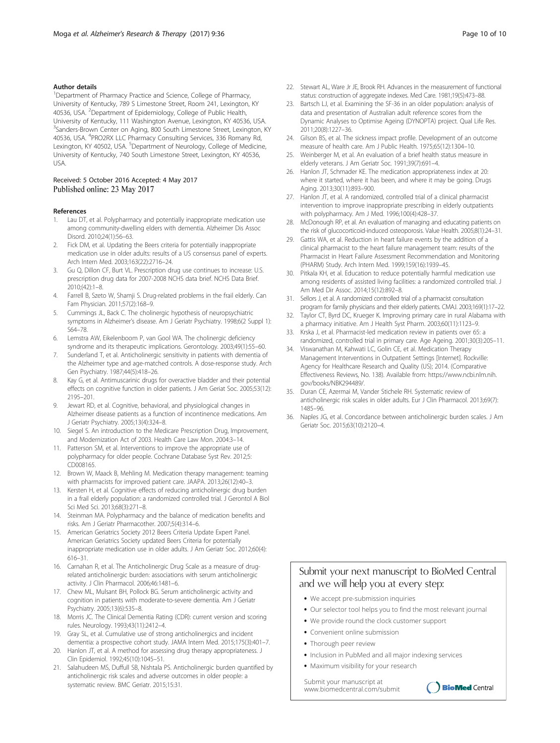#### Author details

[1]Department of Pharmacy Practice and Science, College of Pharmacy, University of Kentucky, 789 S Limestone Street, Room 241, Lexington, KY 40536, USA. [2]Department of Epidemiology, College of Public Health, University of Kentucky, 111 Washington Avenue, Lexington, KY 40536, USA. [3]Sanders-Brown Center on Aging, 800 South Limestone Street, Lexington, KY 40536, USA. [4]PRO2RX LLC Pharmacy Consulting Services, 336 Romany Rd, Lexington, KY 40502, USA. [5]Department of Neurology, College of Medicine, University of Kentucky, 740 South Limestone Street, Lexington, KY 40536, USA.

Received: 5 October 2016 Accepted: 4 May 2017
Published online: 23 May 2017

#### References

1. Lau DT, et al. Polypharmacy and potentially inappropriate medication use among community-dwelling elders with dementia. Alzheimer Dis Assoc Disord. 2010;24(1):56–63.
2. Fick DM, et al. Updating the Beers criteria for potentially inappropriate medication use in older adults: results of a US consensus panel of experts. Arch Intern Med. 2003;163(22):2716–24.
3. Gu Q, Dillon CF, Burt VL. Prescription drug use continues to increase: U.S. prescription drug data for 2007-2008 NCHS data brief. NCHS Data Brief. 2010;(42):1–8.
4. Farrell B, Szeto W, Shamji S. Drug-related problems in the frail elderly. Can Fam Physician. 2011;57(2):168–9.
5. Cummings JL, Back C. The cholinergic hypothesis of neuropsychiatric symptoms in Alzheimer's disease. Am J Geriatr Psychiatry. 1998;6(2 Suppl 1): S64–78.
6. Lemstra AW, Eikelenboom P, van Gool WA. The cholinergic deficiency syndrome and its therapeutic implications. Gerontology. 2003;49(1):55–60.
7. Sunderland T, et al. Anticholinergic sensitivity in patients with dementia of the Alzheimer type and age-matched controls. A dose-response study. Arch Gen Psychiatry. 1987;44(5):418–26.
8. Kay G, et al. Antimuscarinic drugs for overactive bladder and their potential effects on cognitive function in older patients. J Am Geriat Soc. 2005;53(12): 2195–201.
9. Jewart RD, et al. Cognitive, behavioral, and physiological changes in Alzheimer disease patients as a function of incontinence medications. Am J Geriatr Psychiatry. 2005;13(4):324–8.
10. Siegel S. An introduction to the Medicare Prescription Drug, Improvement, and Modernization Act of 2003. Health Care Law Mon. 2004:3–14.
11. Patterson SM, et al. Interventions to improve the appropriate use of polypharmacy for older people. Cochrane Database Syst Rev. 2012;5: CD008165.
12. Brown W, Maack B, Mehling M. Medication therapy management: teaming with pharmacists for improved patient care. JAAPA. 2013;26(12):40–3.
13. Kersten H, et al. Cognitive effects of reducing anticholinergic drug burden in a frail elderly population: a randomized controlled trial. J Gerontol A Biol Sci Med Sci. 2013;68(3):271–8.
14. Steinman MA. Polypharmacy and the balance of medication benefits and risks. Am J Geriatr Pharmacother. 2007;5(4):314–6.
15. American Geriatrics Society 2012 Beers Criteria Update Expert Panel. American Geriatrics Society updated Beers Criteria for potentially inappropriate medication use in older adults. J Am Geriatr Soc. 2012;60(4): 616–31.
16. Carnahan R, et al. The Anticholinergic Drug Scale as a measure of drug-related anticholinergic burden: associations with serum anticholinergic activity. J Clin Pharmacol. 2006;46:1481–6.
17. Chew ML, Mulsant BH, Pollock BG. Serum anticholinergic activity and cognition in patients with moderate-to-severe dementia. Am J Geriatr Psychiatry. 2005;13(6):535–8.
18. Morris JC. The Clinical Dementia Rating (CDR): current version and scoring rules. Neurology. 1993;43(11):2412–4.
19. Gray SL, et al. Cumulative use of strong anticholinergics and incident dementia: a prospective cohort study. JAMA Intern Med. 2015;175(3):401–7.
20. Hanlon JT, et al. A method for assessing drug therapy appropriateness. J Clin Epidemiol. 1992;45(10):1045–51.
21. Salahudeen MS, Duffull SB, Nishtala PS. Anticholinergic burden quantified by anticholinergic risk scales and adverse outcomes in older people: a systematic review. BMC Geriatr. 2015;15:31.
22. Stewart AL, Ware Jr JE, Brook RH. Advances in the measurement of functional status: construction of aggregate indexes. Med Care. 1981;19(5):473–88.
23. Bartsch LJ, et al. Examining the SF-36 in an older population: analysis of data and presentation of Australian adult reference scores from the Dynamic Analyses to Optimise Ageing (DYNOPTA) project. Qual Life Res. 2011;20(8):1227–36.
24. Gilson BS, et al. The sickness impact profile. Development of an outcome measure of health care. Am J Public Health. 1975;65(12):1304–10.
25. Weinberger M, et al. An evaluation of a brief health status measure in elderly veterans. J Am Geriatr Soc. 1991;39(7):691–4.
26. Hanlon JT, Schmader KE. The medication appropriateness index at 20: where it started, where it has been, and where it may be going. Drugs Aging. 2013;30(11):893–900.
27. Hanlon JT, et al. A randomized, controlled trial of a clinical pharmacist intervention to improve inappropriate prescribing in elderly outpatients with polypharmacy. Am J Med. 1996;100(4):428–37.
28. McDonough RP, et al. An evaluation of managing and educating patients on the risk of glucocorticoid-induced osteoporosis. Value Health. 2005;8(1):24–31.
29. Gattis WA, et al. Reduction in heart failure events by the addition of a clinical pharmacist to the heart failure management team: results of the Pharmacist in Heart Failure Assessment Recommendation and Monitoring (PHARM) Study. Arch Intern Med. 1999;159(16):1939–45.
30. Pitkala KH, et al. Education to reduce potentially harmful medication use among residents of assisted living facilities: a randomized controlled trial. J Am Med Dir Assoc. 2014;15(12):892–8.
31. Sellors J, et al. A randomized controlled trial of a pharmacist consultation program for family physicians and their elderly patients. CMAJ. 2003;169(1):17–22.
32. Taylor CT, Byrd DC, Krueger K. Improving primary care in rural Alabama with a pharmacy initiative. Am J Health Syst Pharm. 2003;60(11):1123–9.
33. Krska J, et al. Pharmacist-led medication review in patients over 65: a randomized, controlled trial in primary care. Age Ageing. 2001;30(3):205–11.
34. Viswanathan M, Kahwati LC, Golin CE, et al. Medication Therapy Management Interventions in Outpatient Settings [Internet]. Rockville: Agency for Healthcare Research and Quality (US); 2014. (Comparative Effectiveness Reviews, No. 138). Available from: https://www.ncbi.nlm.nih.gov/books/NBK294489/.
35. Duran CE, Azermai M, Vander Stichele RH. Systematic review of anticholinergic risk scales in older adults. Eur J Clin Pharmacol. 2013;69(7): 1485–96.
36. Naples JG, et al. Concordance between anticholinergic burden scales. J Am Geriatr Soc. 2015;63(10):2120–4.

Submit your next manuscript to BioMed Central and we will help you at every step:

- We accept pre-submission inquiries
- Our selector tool helps you to find the most relevant journal
- We provide round the clock customer support
- Convenient online submission
- Thorough peer review
- Inclusion in PubMed and all major indexing services
- Maximum visibility for your research

Submit your manuscript at
www.biomedcentral.com/submit

BioMed Central